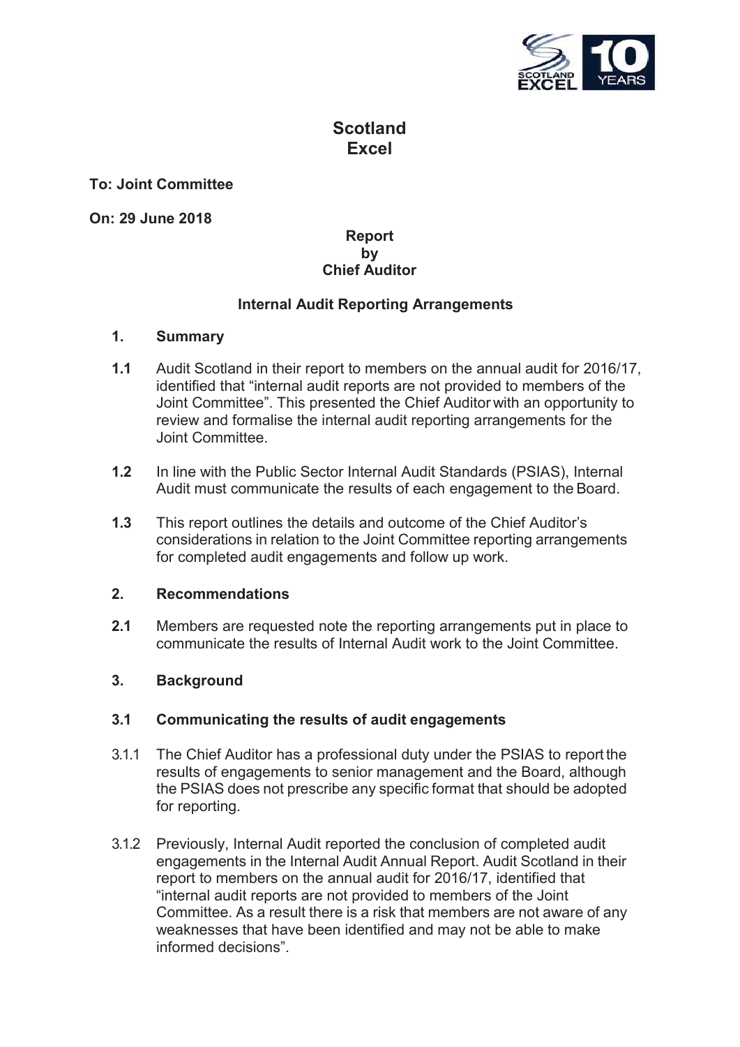# Scotland Excel

**To: Joint Committee**

**On: 29 June 2018**

**Report by Chief Auditor**

## Internal Audit Reporting Arrangements

### 1. Summary

**1.1** Audit Scotland in their report to members on the annual audit for 2016/17, identified that "internal audit reports are not provided to members of the Joint Committee". This presented the Chief Auditor with an opportunity to review and formalise the internal audit reporting arrangements for the Joint Committee.

**1.2** In line with the Public Sector Internal Audit Standards (PSIAS), Internal Audit must communicate the results of each engagement to the Board.

**1.3** This report outlines the details and outcome of the Chief Auditor's considerations in relation to the Joint Committee reporting arrangements for completed audit engagements and follow up work.

### 2. Recommendations

**2.1** Members are requested note the reporting arrangements put in place to communicate the results of Internal Audit work to the Joint Committee.

### 3. Background

#### 3.1 Communicating the results of audit engagements

3.1.1 The Chief Auditor has a professional duty under the PSIAS to report the results of engagements to senior management and the Board, although the PSIAS does not prescribe any specific format that should be adopted for reporting.

3.1.2 Previously, Internal Audit reported the conclusion of completed audit engagements in the Internal Audit Annual Report. Audit Scotland in their report to members on the annual audit for 2016/17, identified that "internal audit reports are not provided to members of the Joint Committee. As a result there is a risk that members are not aware of any weaknesses that have been identified and may not be able to make informed decisions".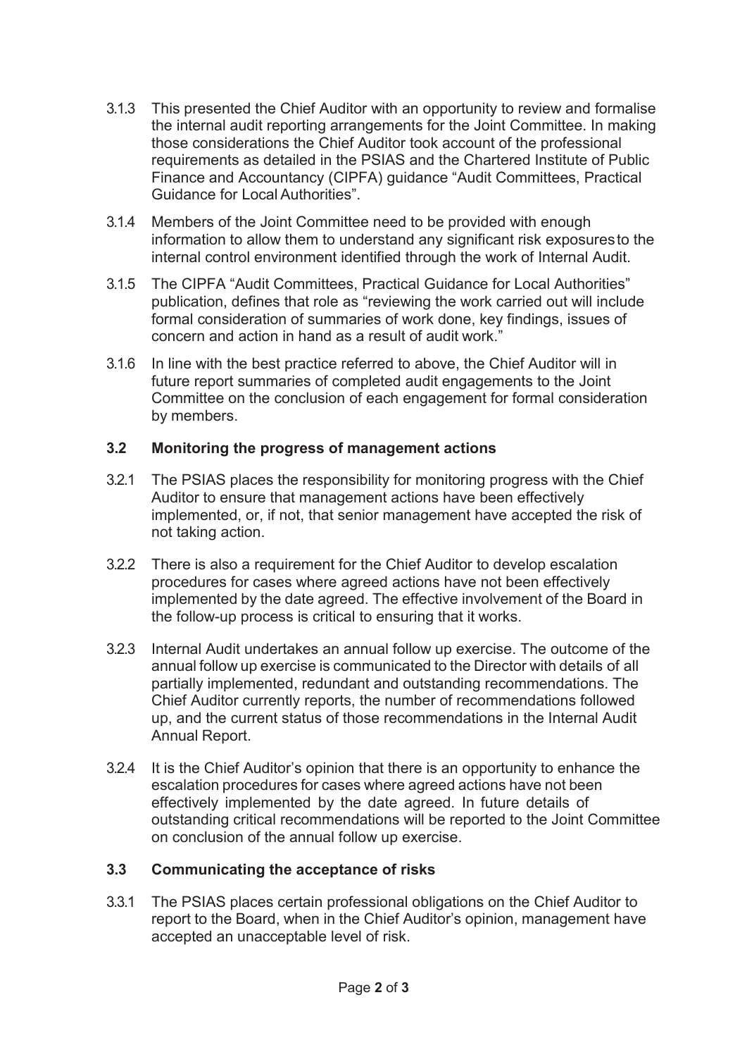3.1.3 This presented the Chief Auditor with an opportunity to review and formalise the internal audit reporting arrangements for the Joint Committee. In making those considerations the Chief Auditor took account of the professional requirements as detailed in the PSIAS and the Chartered Institute of Public Finance and Accountancy (CIPFA) guidance "Audit Committees, Practical Guidance for Local Authorities".

3.1.4 Members of the Joint Committee need to be provided with enough information to allow them to understand any significant risk exposures to the internal control environment identified through the work of Internal Audit.

3.1.5 The CIPFA "Audit Committees, Practical Guidance for Local Authorities" publication, defines that role as "reviewing the work carried out will include formal consideration of summaries of work done, key findings, issues of concern and action in hand as a result of audit work."

3.1.6 In line with the best practice referred to above, the Chief Auditor will in future report summaries of completed audit engagements to the Joint Committee on the conclusion of each engagement for formal consideration by members.

### 3.2 Monitoring the progress of management actions

3.2.1 The PSIAS places the responsibility for monitoring progress with the Chief Auditor to ensure that management actions have been effectively implemented, or, if not, that senior management have accepted the risk of not taking action.

3.2.2 There is also a requirement for the Chief Auditor to develop escalation procedures for cases where agreed actions have not been effectively implemented by the date agreed. The effective involvement of the Board in the follow-up process is critical to ensuring that it works.

3.2.3 Internal Audit undertakes an annual follow up exercise. The outcome of the annual follow up exercise is communicated to the Director with details of all partially implemented, redundant and outstanding recommendations. The Chief Auditor currently reports, the number of recommendations followed up, and the current status of those recommendations in the Internal Audit Annual Report.

3.2.4 It is the Chief Auditor's opinion that there is an opportunity to enhance the escalation procedures for cases where agreed actions have not been effectively implemented by the date agreed. In future details of outstanding critical recommendations will be reported to the Joint Committee on conclusion of the annual follow up exercise.

### 3.3 Communicating the acceptance of risks

3.3.1 The PSIAS places certain professional obligations on the Chief Auditor to report to the Board, when in the Chief Auditor's opinion, management have accepted an unacceptable level of risk.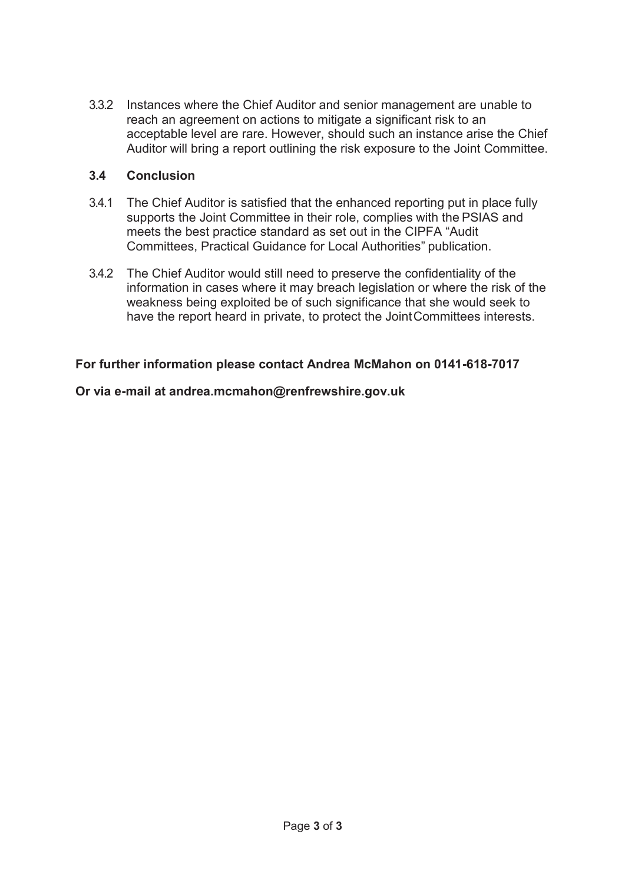3.3.2 Instances where the Chief Auditor and senior management are unable to reach an agreement on actions to mitigate a significant risk to an acceptable level are rare. However, should such an instance arise the Chief Auditor will bring a report outlining the risk exposure to the Joint Committee.

### 3.4 Conclusion

3.4.1 The Chief Auditor is satisfied that the enhanced reporting put in place fully supports the Joint Committee in their role, complies with the PSIAS and meets the best practice standard as set out in the CIPFA "Audit Committees, Practical Guidance for Local Authorities" publication.

3.4.2 The Chief Auditor would still need to preserve the confidentiality of the information in cases where it may breach legislation or where the risk of the weakness being exploited be of such significance that she would seek to have the report heard in private, to protect the Joint Committees interests.

**For further information please contact Andrea McMahon on 0141-618-7017**

**Or via e-mail at andrea.mcmahon@renfrewshire.gov.uk**